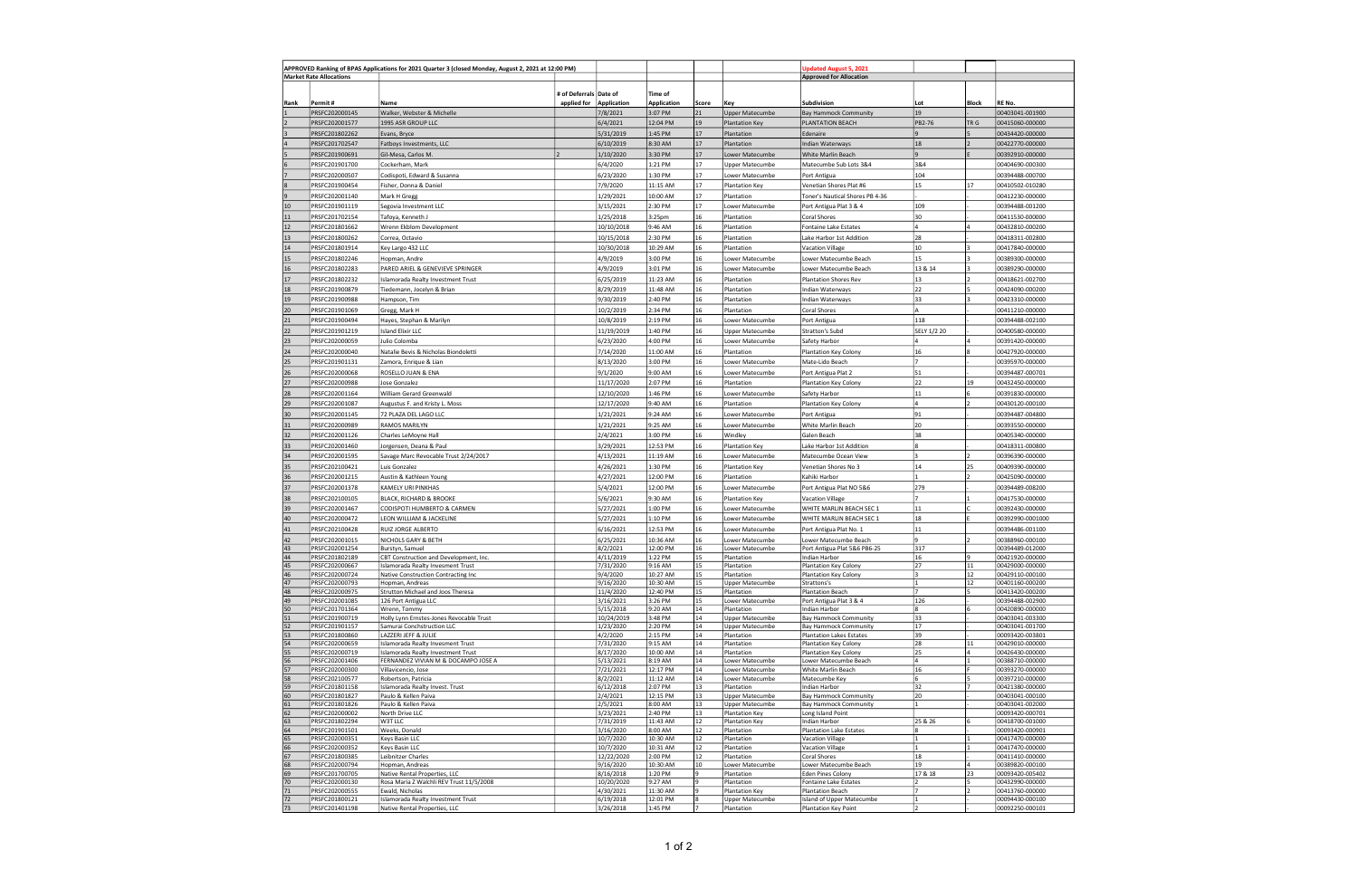APPROVED Ranking of BPAS Applications for 2021 Quarter 3 (closed Monday, August 2, 2021 at 12:00 PM)

Market Rate Allocations

Updated August 5, 2021

Approved for Allocation

| Rank | Permit # | Name | # of Deferrals applied for | Date of Application | Time of Application | Score | Key | Subdivision | Lot | Block | RE No. |
|---|---|---|---|---|---|---|---|---|---|---|---|
| 1 | PRSFC202000145 | Walker, Webster & Michelle | | 7/8/2021 | 3:07 PM | 21 | Upper Matecumbe | Bay Hammock Community | 19 | | 00403041-001900 |
| 2 | PRSFC202001577 | 1995 ASR GROUP LLC | | 6/4/2021 | 12:04 PM | 19 | Plantation Key | PLANTATION BEACH | PB2-76 | TR G | 00415060-000000 |
| 3 | PRSFC201802262 | Evans, Bryce | | 5/31/2019 | 1:45 PM | 17 | Plantation | Edenaire | 9 | 5 | 00434420-000000 |
| 4 | PRSFC201702547 | Fatboys Investments, LLC | | 6/10/2019 | 8:30 AM | 17 | Plantation | Indian Waterways | 18 | 2 | 00422770-000000 |
| 5 | PRSFC201900691 | Gil-Mesa, Carlos M. | 2 | 1/10/2020 | 3:30 PM | 17 | Lower Matecumbe | White Marlin Beach | 9 | E | 00392910-000000 |
| 6 | PRSFC201901700 | Cockerham, Mark | | 6/4/2020 | 1:21 PM | 17 | Upper Matecumbe | Matecumbe Sub Lots 3&4 | 3&4 | | 00404690-000300 |
| 7 | PRSFC202000507 | Codispoti, Edward & Susanna | | 6/23/2020 | 1:30 PM | 17 | Lower Matecumbe | Port Antigua | 104 | | 00394488-000700 |
| 8 | PRSFC201900454 | Fisher, Donna & Daniel | | 7/9/2020 | 11:15 AM | 17 | Plantation Key | Venetian Shores Plat #6 | 15 | 17 | 00410502-010280 |
| 9 | PRSFC202001140 | Mark H Gregg | | 1/29/2021 | 10:00 AM | 17 | Plantation | Toner's Nautical Shores PB 4-36 | - | - | 00412230-000000 |
| 10 | PRSFC201901119 | Segovia Investment LLC | | 3/15/2021 | 2:30 PM | 17 | Lower Matecumbe | Port Antigua Plat 3 & 4 | 109 | - | 00394488-001200 |
| 11 | PRSFC201702154 | Tafoya, Kenneth J | | 1/25/2018 | 3:25pm | 16 | Plantation | Coral Shores | 30 | - | 00411530-000000 |
| 12 | PRSFC201801662 | Wrenn Ekblom Development | | 10/10/2018 | 9:46 AM | 16 | Plantation | Fontaine Lake Estates | 4 | 4 | 00432810-000200 |
| 13 | PRSFC201800262 | Correa, Octavio | | 10/15/2018 | 2:30 PM | 16 | Plantation | Lake Harbor 1st Addition | 28 | - | 00418311-002800 |
| 14 | PRSFC201801914 | Key Largo 432 LLC | | 10/30/2018 | 10:29 AM | 16 | Plantation | Vacation Village | 10 | 3 | 00417840-000000 |
| 15 | PRSFC201802246 | Hopman, Andre | | 4/9/2019 | 3:00 PM | 16 | Lower Matecumbe | Lower Matecumbe Beach | 15 | 3 | 00389300-000000 |
| 16 | PRSFC201802283 | PARED ARIEL & GENEVIEVE SPRINGER | | 4/9/2019 | 3:01 PM | 16 | Lower Matecumbe | Lower Matecumbe Beach | 13 & 14 | 3 | 00389290-000000 |
| 17 | PRSFC201802232 | Islamorada Realty Investment Trust | | 6/25/2019 | 11:23 AM | 16 | Plantation | Plantation Shores Rev | 13 | 2 | 00418621-002700 |
| 18 | PRSFC201900879 | Tiedemann, Jocelyn & Brian | | 8/29/2019 | 11:48 AM | 16 | Plantation | Indian Waterways | 22 | 5 | 00424090-000200 |
| 19 | PRSFC201900988 | Hampson, Tim | | 9/30/2019 | 2:40 PM | 16 | Plantation | Indian Waterways | 33 | 3 | 00423310-000000 |
| 20 | PRSFC201901069 | Gregg, Mark H | | 10/2/2019 | 2:34 PM | 16 | Plantation | Coral Shores | A | - | 00411210-000000 |
| 21 | PRSFC201900494 | Hayes, Stephan & Marilyn | | 10/8/2019 | 2:19 PM | 16 | Lower Matecumbe | Port Antigua | 118 | - | 00394488-002100 |
| 22 | PRSFC201901219 | Island Elixir LLC | | 11/19/2019 | 1:40 PM | 16 | Upper Matecumbe | Stratton's Subd | SELY 1/2 20 | - | 00400580-000000 |
| 23 | PRSFC202000059 | Julio Colomba | | 6/23/2020 | 4:00 PM | 16 | Lower Matecumbe | Safety Harbor | 4 | 4 | 00391420-000000 |
| 24 | PRSFC202000040 | Natalie Bevis & Nicholas Biondoletti | | 7/14/2020 | 11:00 AM | 16 | Plantation | Plantation Key Colony | 16 | 8 | 00427920-000000 |
| 25 | PRSFC201901131 | Zamora, Enrique & Lian | | 8/13/2020 | 3:00 PM | 16 | Lower Matecumbe | Mate-Lido Beach | 7 | - | 00395970-000000 |
| 26 | PRSFC202000068 | ROSELLO JUAN & ENA | | 9/1/2020 | 9:00 AM | 16 | Lower Matecumbe | Port Antigua Plat 2 | 51 | - | 00394487-000701 |
| 27 | PRSFC202000988 | Jose Gonzalez | | 11/17/2020 | 2:07 PM | 16 | Plantation | Plantation Key Colony | 22 | 19 | 00432450-000000 |
| 28 | PRSFC202001164 | William Gerard Greenwald | | 12/10/2020 | 1:46 PM | 16 | Lower Matecumbe | Safety Harbor | 11 | 6 | 00391830-000000 |
| 29 | PRSFC202001087 | Augustus F. and Kristy L. Moss | | 12/17/2020 | 9:40 AM | 16 | Plantation | Plantation Key Colony | 4 | 2 | 00430120-000100 |
| 30 | PRSFC202001145 | 72 PLAZA DEL LAGO LLC | | 1/21/2021 | 9:24 AM | 16 | Lower Matecumbe | Port Antigua | 91 | - | 00394487-004800 |
| 31 | PRSFC202000989 | RAMOS MARILYN | | 1/21/2021 | 9:25 AM | 16 | Lower Matecumbe | White Marlin Beach | 20 | - | 00393550-000000 |
| 32 | PRSFC202001126 | Charles LeMoyne Hall | | 2/4/2021 | 3:00 PM | 16 | Windley | Galen Beach | 38 | - | 00405340-000000 |
| 33 | PRSFC202001460 | Jorgensen, Deana & Paul | | 3/29/2021 | 12:53 PM | 16 | Plantation Key | Lake Harbor 1st Addition | 8 | - | 00418311-000800 |
| 34 | PRSFC202001595 | Savage Marc Revocable Trust 2/24/2017 | | 4/13/2021 | 11:19 AM | 16 | Lower Matecumbe | Matecumbe Ocean View | 3 | 2 | 00396390-000000 |
| 35 | PRSFC202100421 | Luis Gonzalez | | 4/26/2021 | 1:30 PM | 16 | Plantation Key | Venetian Shores No 3 | 14 | 25 | 00409390-000000 |
| 36 | PRSFC202001215 | Austin & Kathleen Young | | 4/27/2021 | 12:00 PM | 16 | Plantation | Kahiki Harbor | 1 | 2 | 00425090-000000 |
| 37 | PRSFC202001378 | KAMELY URI PINKHAS | | 5/4/2021 | 12:00 PM | 16 | Lower Matecumbe | Port Antigua Plat NO 5&6 | 279 | - | 00394489-008200 |
| 38 | PRSFC202100105 | BLACK, RICHARD & BROOKE | | 5/6/2021 | 9:30 AM | 16 | Plantation Key | Vacation Village | 7 | 1 | 00417530-000000 |
| 39 | PRSFC202001467 | CODISPOTI HUMBERTO & CARMEN | | 5/27/2021 | 1:00 PM | 16 | Lower Matecumbe | WHITE MARLIN BEACH SEC 1 | 11 | C | 00392430-000000 |
| 40 | PRSFC202000472 | LEON WILLIAM & JACKELINE | | 5/27/2021 | 1:10 PM | 16 | Lower Matecumbe | WHITE MARLIN BEACH SEC 1 | 18 | E | 00392990-0001000 |
| 41 | PRSFC202100428 | RUIZ JORGE ALBERTO | | 6/16/2021 | 12:53 PM | 16 | Lower Matecumbe | Port Antigua Plat No. 1 | 11 | - | 00394486-001100 |
| 42 | PRSFC202001015 | NICHOLS GARY & BETH | | 6/25/2021 | 10:36 AM | 16 | Lower Matecumbe | Lower Matecumbe Beach | 9 | 2 | 00388960-000100 |
| 43 | PRSFC202001254 | Burstyn, Samuel | | 8/2/2021 | 12:00 PM | 16 | Lower Matecumbe | Port Antigua Plat 5&6 PB6-25 | 317 | - | 00394489-012000 |
| 44 | PRSFC201802189 | CBT Construction and Development, Inc. | | 4/11/2019 | 1:22 PM | 15 | Plantation | Indian Harbor | 16 | 9 | 00421920-000000 |
| 45 | PRSFC202000667 | Islamorada Realty Invesment Trust | | 7/31/2020 | 9:16 AM | 15 | Plantation | Plantation Key Colony | 27 | 11 | 00429000-000000 |
| 46 | PRSFC202000724 | Native Construction Contracting Inc | | 9/4/2020 | 10:27 AM | 15 | Plantation | Plantation Key Colony | 3 | 12 | 00429110-000100 |
| 47 | PRSFC202000793 | Hopman, Andreas | | 9/16/2020 | 10:30 AM | 15 | Upper Matecumbe | Strattons's | 1 | 12 | 00401160-000200 |
| 48 | PRSFC202000975 | Strutton Michael and Joos Theresa | | 11/4/2020 | 12:40 PM | 15 | Plantation | Plantation Beach | 7 | 5 | 00413420-000200 |
| 49 | PRSFC202001085 | 126 Port Antigua LLC | | 3/16/2021 | 3:26 PM | 15 | Lower Matecumbe | Port Antigua Plat 3 & 4 | 126 | - | 00394488-002900 |
| 50 | PRSFC201701364 | Wrenn, Tommy | | 5/15/2018 | 9:20 AM | 14 | Plantation | Indian Harbor | 8 | 6 | 00420890-000000 |
| 51 | PRSFC201900719 | Holly Lynn Ernstes-Jones Revocable Trust | | 10/24/2019 | 3:48 PM | 14 | Upper Matecumbe | Bay Hammock Community | 33 | - | 00403041-003300 |
| 52 | PRSFC201901157 | Samurai Conchstruction LLC | | 1/23/2020 | 2:20 PM | 14 | Upper Matecumbe | Bay Hammock Community | 17 | - | 00403041-001700 |
| 53 | PRSFC201800860 | LAZZERI JEFF & JULIE | | 4/2/2020 | 2:15 PM | 14 | Plantation | Plantation Lakes Estates | 39 | - | 00093420-003801 |
| 54 | PRSFC202000659 | Islamorada Realty Invesment Trust | | 7/31/2020 | 9:15 AM | 14 | Plantation | Plantation Key Colony | 28 | 11 | 00429010-000000 |
| 55 | PRSFC202000719 | Islamorada Realty Investment Trust | | 8/17/2020 | 10:00 AM | 14 | Plantation | Plantation Key Colony | 25 | 4 | 00426430-000000 |
| 56 | PRSFC202001406 | FERNANDEZ VIVIAN M & DOCAMPO JOSE A | | 5/13/2021 | 8:19 AM | 14 | Lower Matecumbe | Lower Matecumbe Beach | 4 | 1 | 00388710-000000 |
| 57 | PRSFC202000300 | Villavicencio, Jose | | 7/21/2021 | 12:17 PM | 14 | Lower Matecumbe | White Marlin Beach | 16 | F | 00393270-000000 |
| 58 | PRSFC202100577 | Robertson, Patricia | | 8/2/2021 | 11:12 AM | 14 | Lower Matecumbe | Matecumbe Key | 6 | 5 | 00397210-000000 |
| 59 | PRSFC201801158 | Islamorada Realty Invest. Trust | | 6/12/2018 | 2:07 PM | 13 | Plantation | Indian Harbor | 32 | 7 | 00421380-000000 |
| 60 | PRSFC201801827 | Paulo & Kellen Paiva | | 2/4/2021 | 12:15 PM | 13 | Upper Matecumbe | Bay Hammock Community | 20 | - | 00403041-000100 |
| 61 | PRSFC201801826 | Paulo & Kellen Paiva | | 2/5/2021 | 8:00 AM | 13 | Upper Matecumbe | Bay Hammock Community | 1 | - | 00403041-002000 |
| 62 | PRSFC202000002 | North Drive LLC | | 3/23/2021 | 2:40 PM | 13 | Plantation Key | Long Island Point | - | - | 00093420-000701 |
| 63 | PRSFC201802294 | W3T LLC | | 7/31/2019 | 11:43 AM | 12 | Plantation Key | Indian Harbor | 25 & 26 | 6 | 00418700-001000 |
| 64 | PRSFC201901501 | Weeks, Donald | | 3/16/2020 | 8:00 AM | 12 | Plantation | Plantation Lake Estates | 8 | - | 00093420-000901 |
| 65 | PRSFC202000351 | Keys Basin LLC | | 10/7/2020 | 10:30 AM | 12 | Plantation | Vacation Village | 1 | 1 | 00417470-000000 |
| 66 | PRSFC202000352 | Keys Basin LLC | | 10/7/2020 | 10:31 AM | 12 | Plantation | Vacation Village | 1 | 1 | 00417470-000000 |
| 67 | PRSFC201800385 | Leibnitzer Charles | | 12/22/2020 | 2:00 PM | 12 | Plantation | Coral Shores | 18 | - | 00411410-000000 |
| 68 | PRSFC202000794 | Hopman, Andreas | | 9/16/2020 | 10:30:AM | 10 | Lower Matecumbe | Lower Matecumbe Beach | 19 | 4 | 00389820-000100 |
| 69 | PRSFC201700705 | Native Rental Properties, LLC | | 8/16/2018 | 1:20 PM | 9 | Plantation | Eden Pines Colony | 17 & 18 | 23 | 00093420-005402 |
| 70 | PRSFC202000130 | Rosa Maria Z Walchli REV Trust 11/5/2008 | | 10/20/2020 | 9:27 AM | 9 | Plantation | Fontaine Lake Estates | 2 | 5 | 00432990-000000 |
| 71 | PRSFC202000555 | Ewald, Nicholas | | 4/30/2021 | 11:30 AM | 9 | Plantation Key | Plantation Beach | 7 | 2 | 00413760-000000 |
| 72 | PRSFC201800121 | Islamorada Realty Investment Trust | | 6/19/2018 | 12:01 PM | 8 | Upper Matecumbe | Island of Upper Matecumbe | 1 | - | 00094430-000100 |
| 73 | PRSFC201401198 | Native Rental Properties, LLC | | 3/26/2018 | 1:45 PM | 7 | Plantation | Plantation Key Point | 2 | - | 00092250-000101 |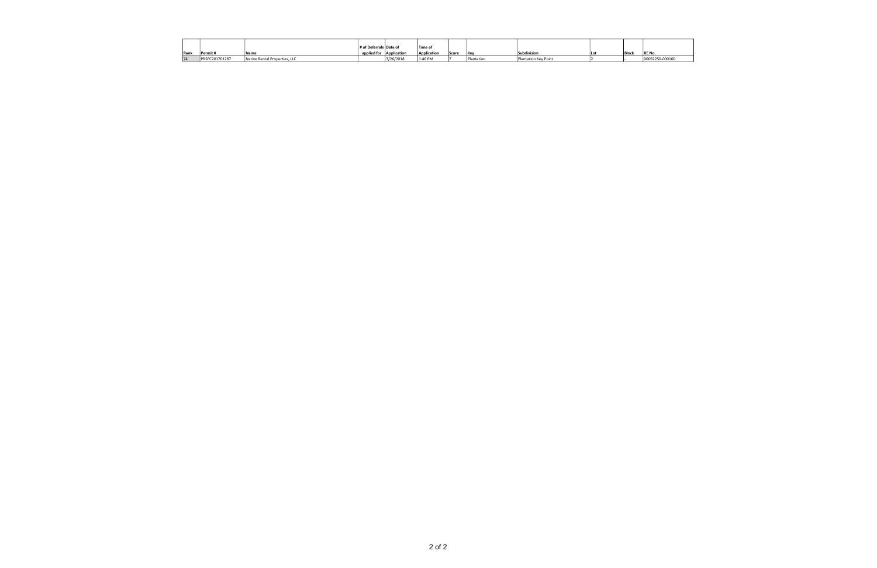| Rank | Permit # | Name | # of Deferrals applied for | Date of Application | Time of Application | Score | Key | Subdivision | Lot | Block | RE No. |
|---|---|---|---|---|---|---|---|---|---|---|---|
| 74 | PRSFC201701287 | Native Rental Properties, LLC | | 3/26/2018 | 1:46 PM | 7 | Plantation | Plantation Key Point | 2 | - | 00092250-000100 |